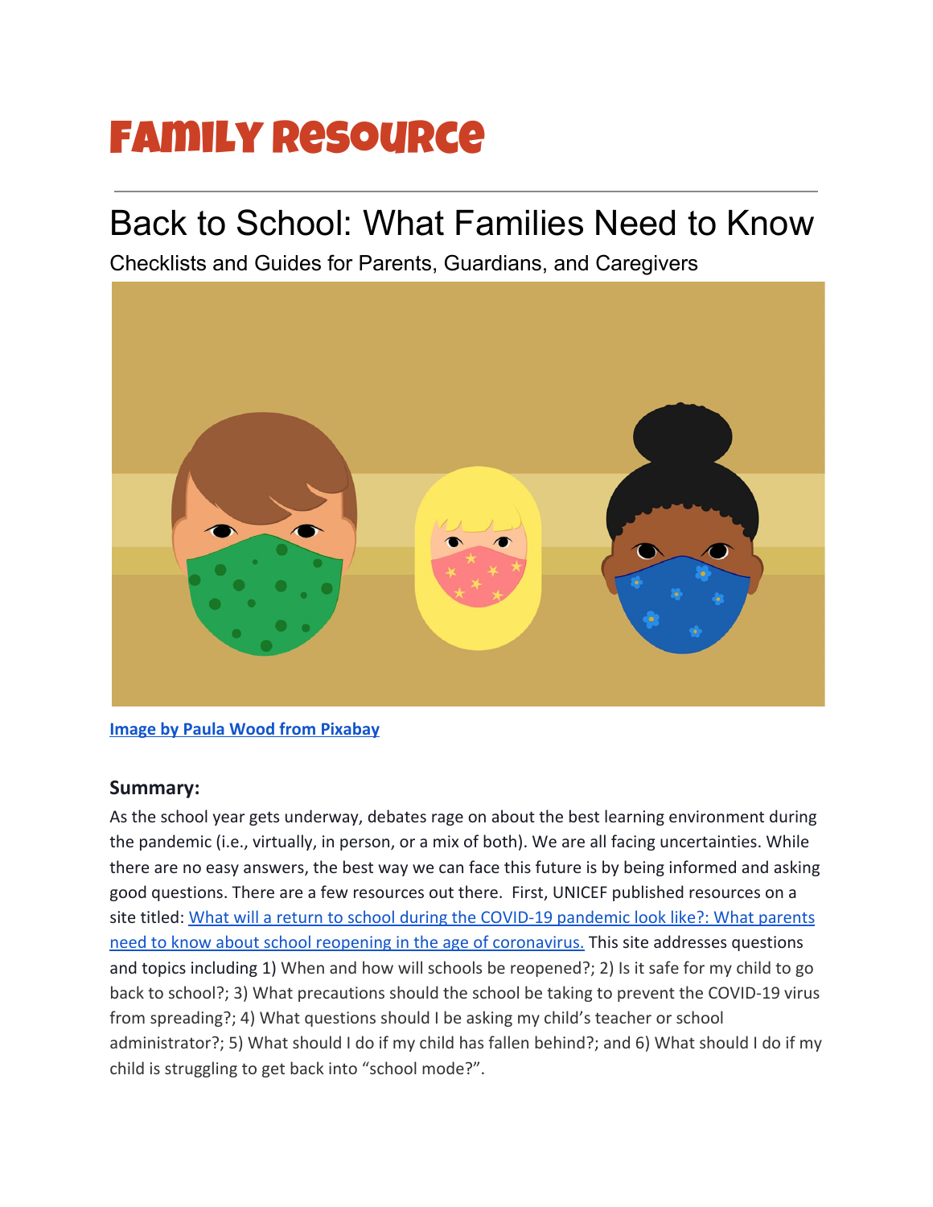# Family Resource

## Back to School: What Families Need to Know

Checklists and Guides for Parents, Guardians, and Caregivers

[Image by Paula Wood from Pixabay]

### Summary:

As the school year gets underway, debates rage on about the best learning environment during the pandemic (i.e., virtually, in person, or a mix of both). We are all facing uncertainties. While there are no easy answers, the best way we can face this future is by being informed and asking good questions. There are a few resources out there. First, UNICEF published resources on a site titled: [What will a return to school during the COVID-19 pandemic look like?: What parents need to know about school reopening in the age of coronavirus.] This site addresses questions and topics including 1) When and how will schools be reopened?; 2) Is it safe for my child to go back to school?; 3) What precautions should the school be taking to prevent the COVID-19 virus from spreading?; 4) What questions should I be asking my child's teacher or school administrator?; 5) What should I do if my child has fallen behind?; and 6) What should I do if my child is struggling to get back into "school mode?".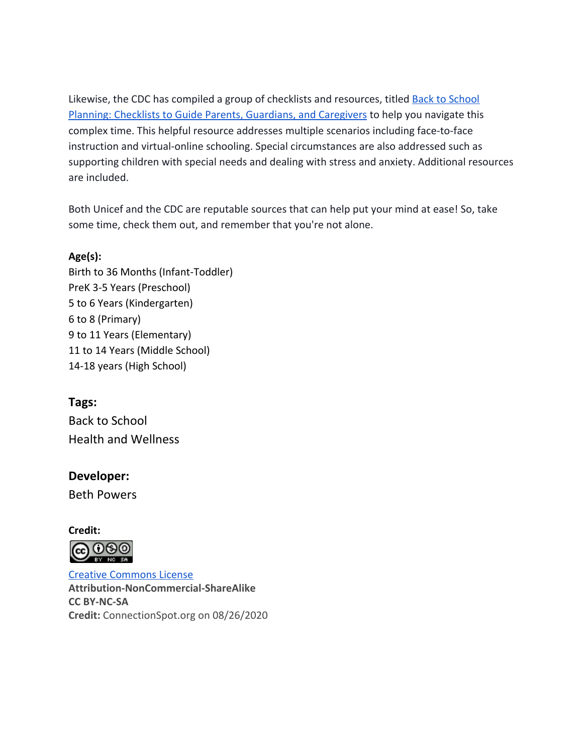Likewise, the CDC has compiled a group of checklists and resources, titled [Back to School Planning: Checklists to Guide Parents, Guardians, and Caregivers]() to help you navigate this complex time. This helpful resource addresses multiple scenarios including face-to-face instruction and virtual-online schooling. Special circumstances are also addressed such as supporting children with special needs and dealing with stress and anxiety. Additional resources are included.

Both Unicef and the CDC are reputable sources that can help put your mind at ease! So, take some time, check them out, and remember that you're not alone.

**Age(s):**
Birth to 36 Months (Infant-Toddler)
PreK 3-5 Years (Preschool)
5 to 6 Years (Kindergarten)
6 to 8 (Primary)
9 to 11 Years (Elementary)
11 to 14 Years (Middle School)
14-18 years (High School)

**Tags:**
Back to School
Health and Wellness

**Developer:**
Beth Powers

**Credit:**

[Creative Commons License]()
**Attribution-NonCommercial-ShareAlike**
**CC BY-NC-SA**
**Credit:** ConnectionSpot.org on 08/26/2020